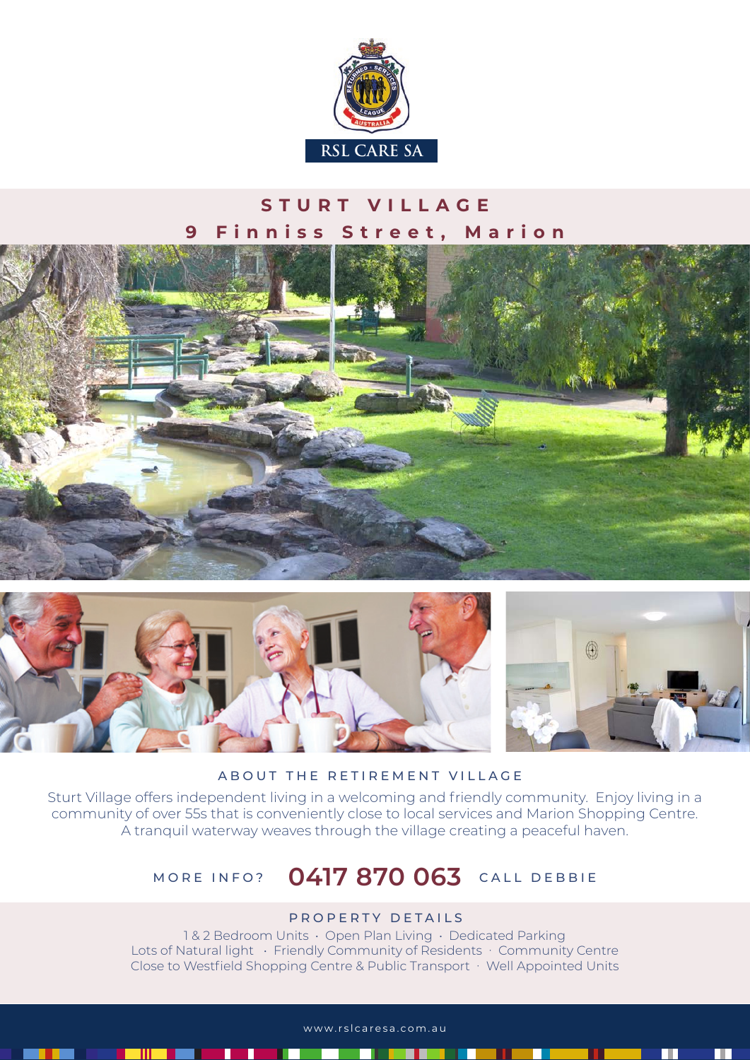RSL CARE SA

# STURT VILLAGE

## 9 Finniss Street, Marion

### ABOUT THE RETIREMENT VILLAGE

Sturt Village offers independent living in a welcoming and friendly community. Enjoy living in a community of over 55s that is conveniently close to local services and Marion Shopping Centre. A tranquil waterway weaves through the village creating a peaceful haven.

MORE INFO? **0417 870 063** CALL DEBBIE

### PROPERTY DETAILS

1 & 2 Bedroom Units · Open Plan Living · Dedicated Parking
Lots of Natural light · Friendly Community of Residents · Community Centre
Close to Westfield Shopping Centre & Public Transport · Well Appointed Units

www.rslcaresa.com.au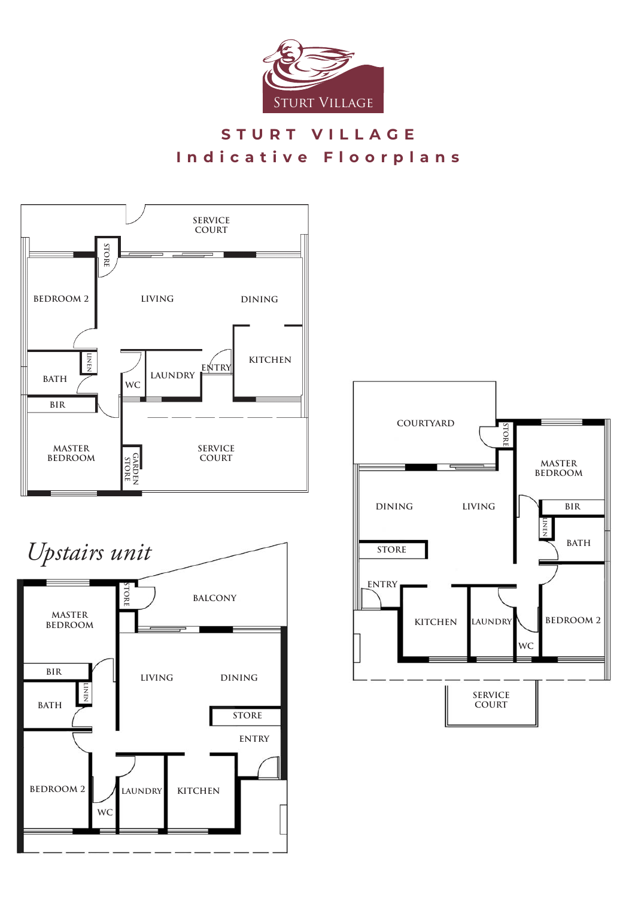STURT VILLAGE

# STURT VILLAGE
## Indicative Floorplans

SERVICE COURT

STORE

BEDROOM 2

LIVING

DINING

LINEN

KITCHEN

BATH

WC

LAUNDRY

ENTRY

BIR

MASTER BEDROOM

GARDEN STORE

SERVICE COURT

*Upstairs unit*

STORE

BALCONY

MASTER BEDROOM

BIR

LIVING

DINING

LINEN

BATH

STORE

ENTRY

BEDROOM 2

LAUNDRY

KITCHEN

WC

COURTYARD

STORE

MASTER BEDROOM

DINING

LIVING

BIR

LINEN

BATH

STORE

ENTRY

KITCHEN

LAUNDRY

BEDROOM 2

WC

SERVICE COURT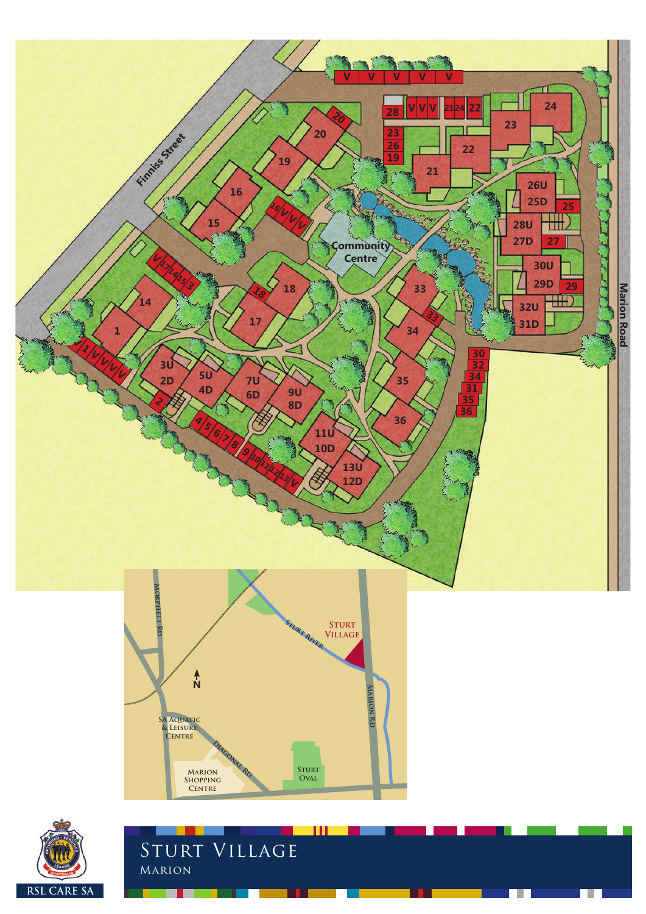Finniss Street

Marion Road

Community Centre

Sturt River

Sturt Village

Morphett Rd

Marion Rd

N

SA Aquatic & Leisure Centre

Diagonal Rd

Marion Shopping Centre

Sturt Oval

RSL CARE SA

# Sturt Village

## Marion